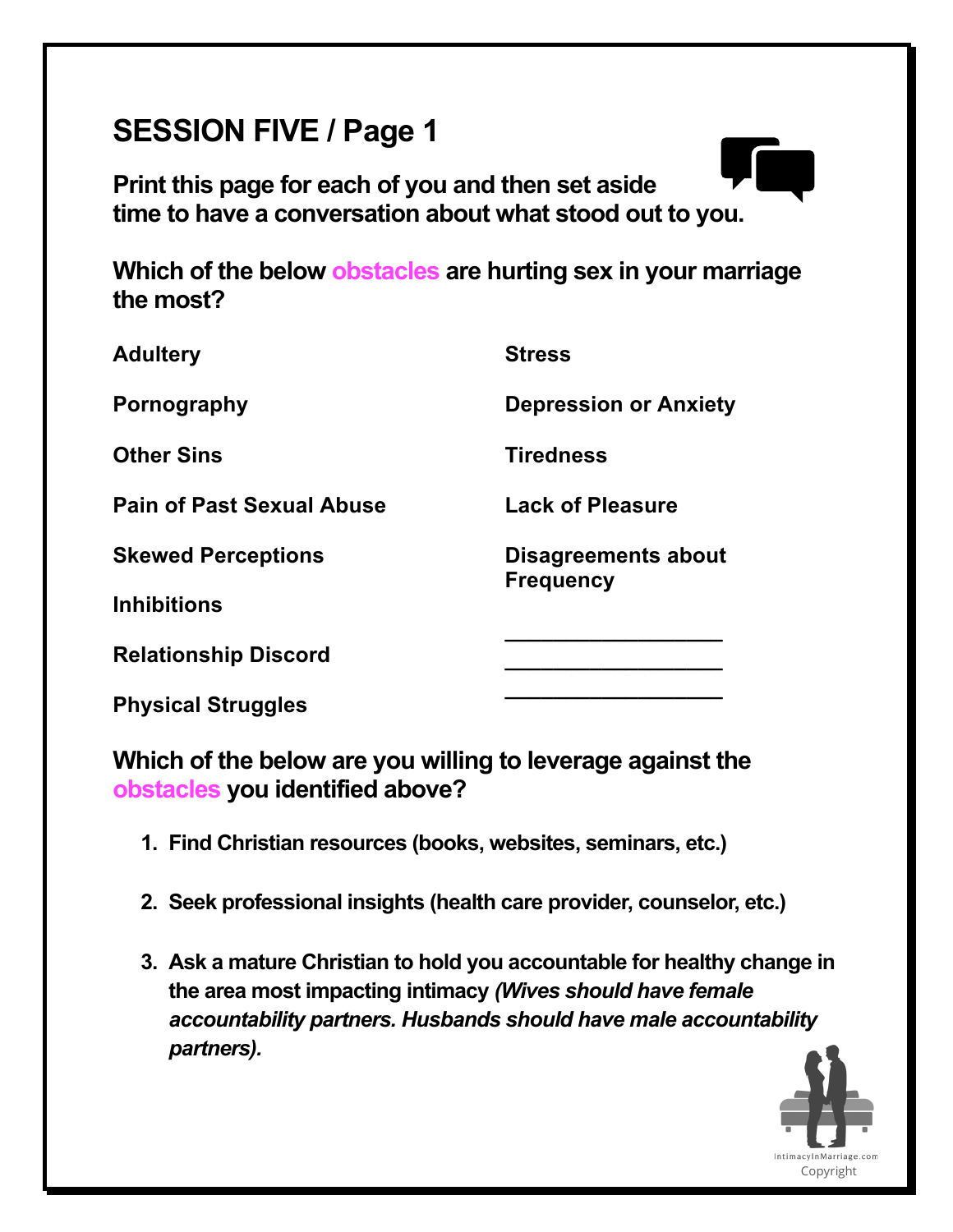## SESSION FIVE / Page 1

**Print this page for each of you and then set aside time to have a conversation about what stood out to you.**

**Which of the below obstacles are hurting sex in your marriage the most?**

**Adultery**

**Pornography**

**Other Sins**

**Pain of Past Sexual Abuse**

**Skewed Perceptions**

**Inhibitions**

**Relationship Discord**

**Physical Struggles**

**Stress**

**Depression or Anxiety**

**Tiredness**

**Lack of Pleasure**

**Disagreements about Frequency**

\_\_\_\_\_\_\_\_\_\_\_\_\_\_\_\_\_\_\_\_

\_\_\_\_\_\_\_\_\_\_\_\_\_\_\_\_\_\_\_\_

\_\_\_\_\_\_\_\_\_\_\_\_\_\_\_\_\_\_\_\_

**Which of the below are you willing to leverage against the obstacles you identified above?**

1. **Find Christian resources (books, websites, seminars, etc.)**
2. **Seek professional insights (health care provider, counselor, etc.)**
3. **Ask a mature Christian to hold you accountable for healthy change in the area most impacting intimacy *(Wives should have female accountability partners. Husbands should have male accountability partners).***

IntimacyInMarriage.com
Copyright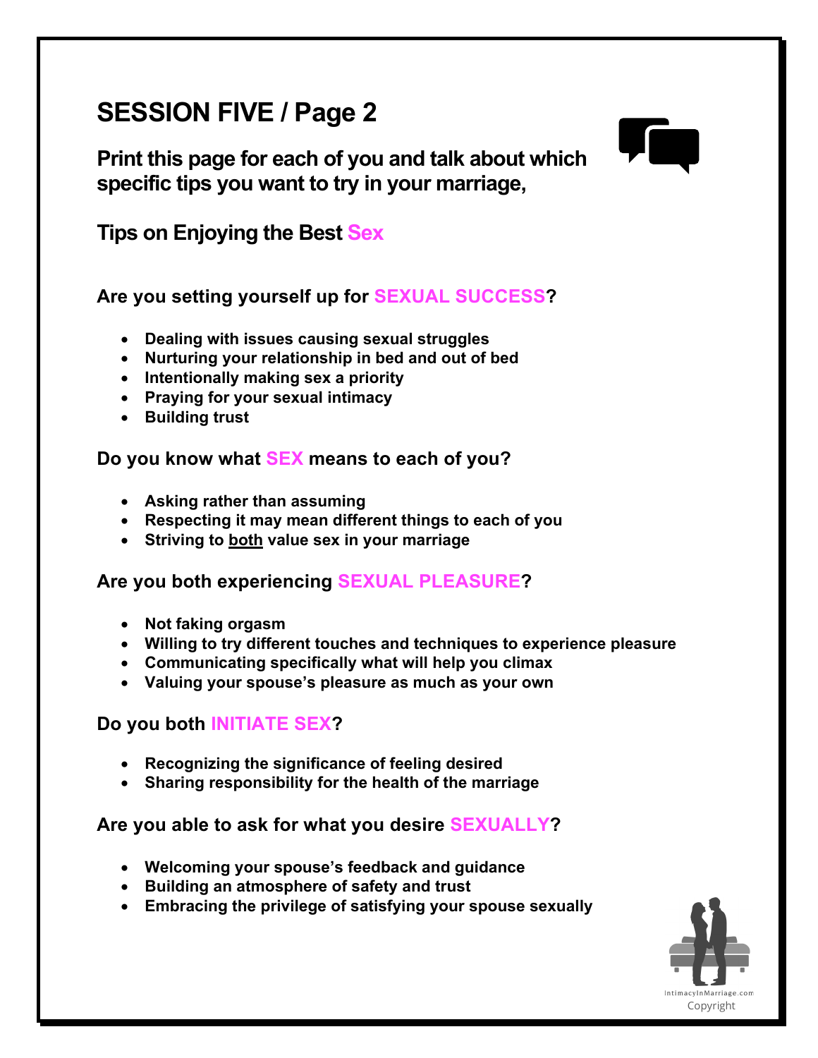# SESSION FIVE / Page 2

**Print this page for each of you and talk about which specific tips you want to try in your marriage,**

## Tips on Enjoying the Best Sex

### Are you setting yourself up for SEXUAL SUCCESS?

- **Dealing with issues causing sexual struggles**
- **Nurturing your relationship in bed and out of bed**
- **Intentionally making sex a priority**
- **Praying for your sexual intimacy**
- **Building trust**

### Do you know what SEX means to each of you?

- **Asking rather than assuming**
- **Respecting it may mean different things to each of you**
- **Striving to both value sex in your marriage**

### Are you both experiencing SEXUAL PLEASURE?

- **Not faking orgasm**
- **Willing to try different touches and techniques to experience pleasure**
- **Communicating specifically what will help you climax**
- **Valuing your spouse's pleasure as much as your own**

### Do you both INITIATE SEX?

- **Recognizing the significance of feeling desired**
- **Sharing responsibility for the health of the marriage**

### Are you able to ask for what you desire SEXUALLY?

- **Welcoming your spouse's feedback and guidance**
- **Building an atmosphere of safety and trust**
- **Embracing the privilege of satisfying your spouse sexually**

IntimacyInMarriage.com
Copyright